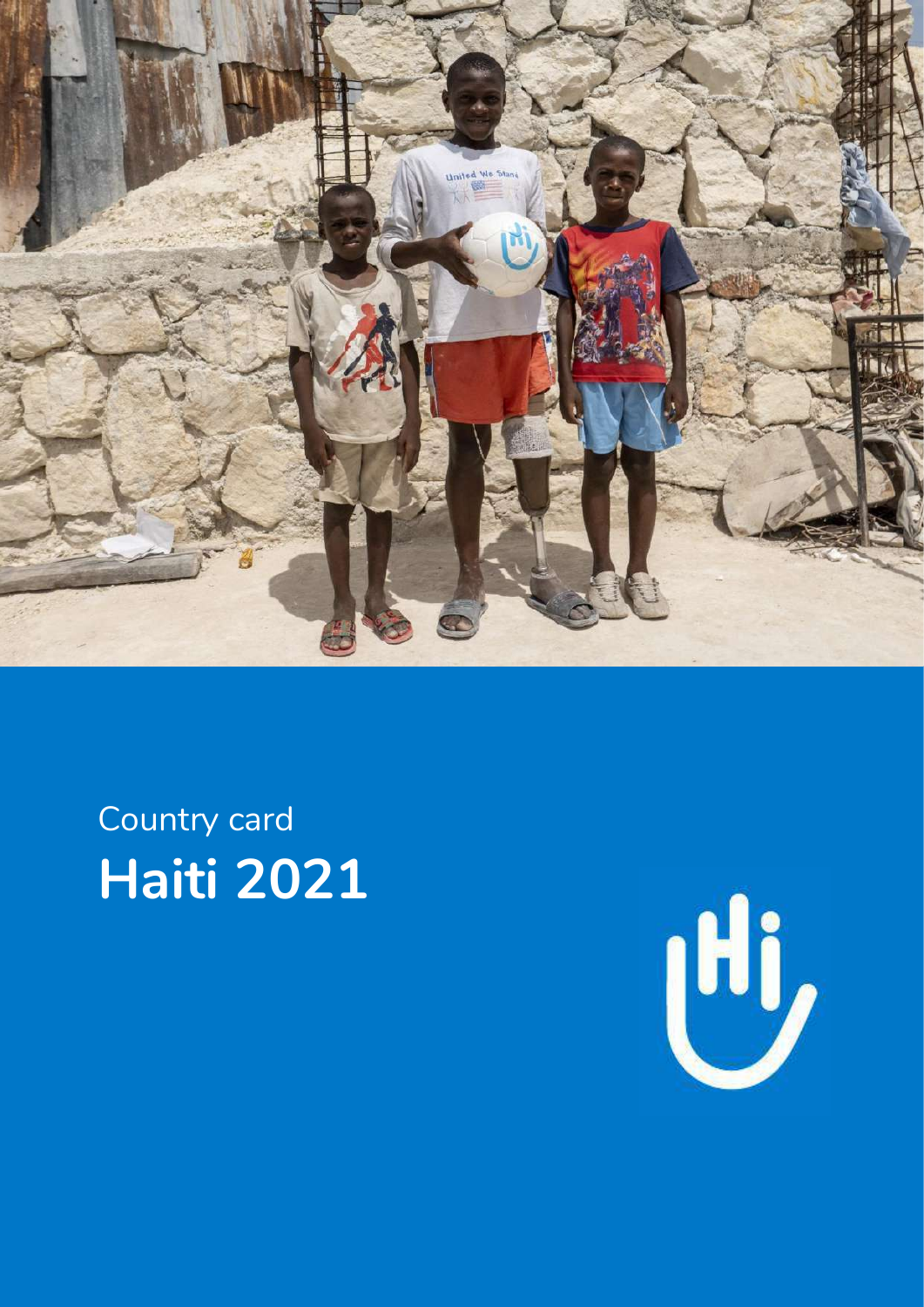Country card

# Haiti 2021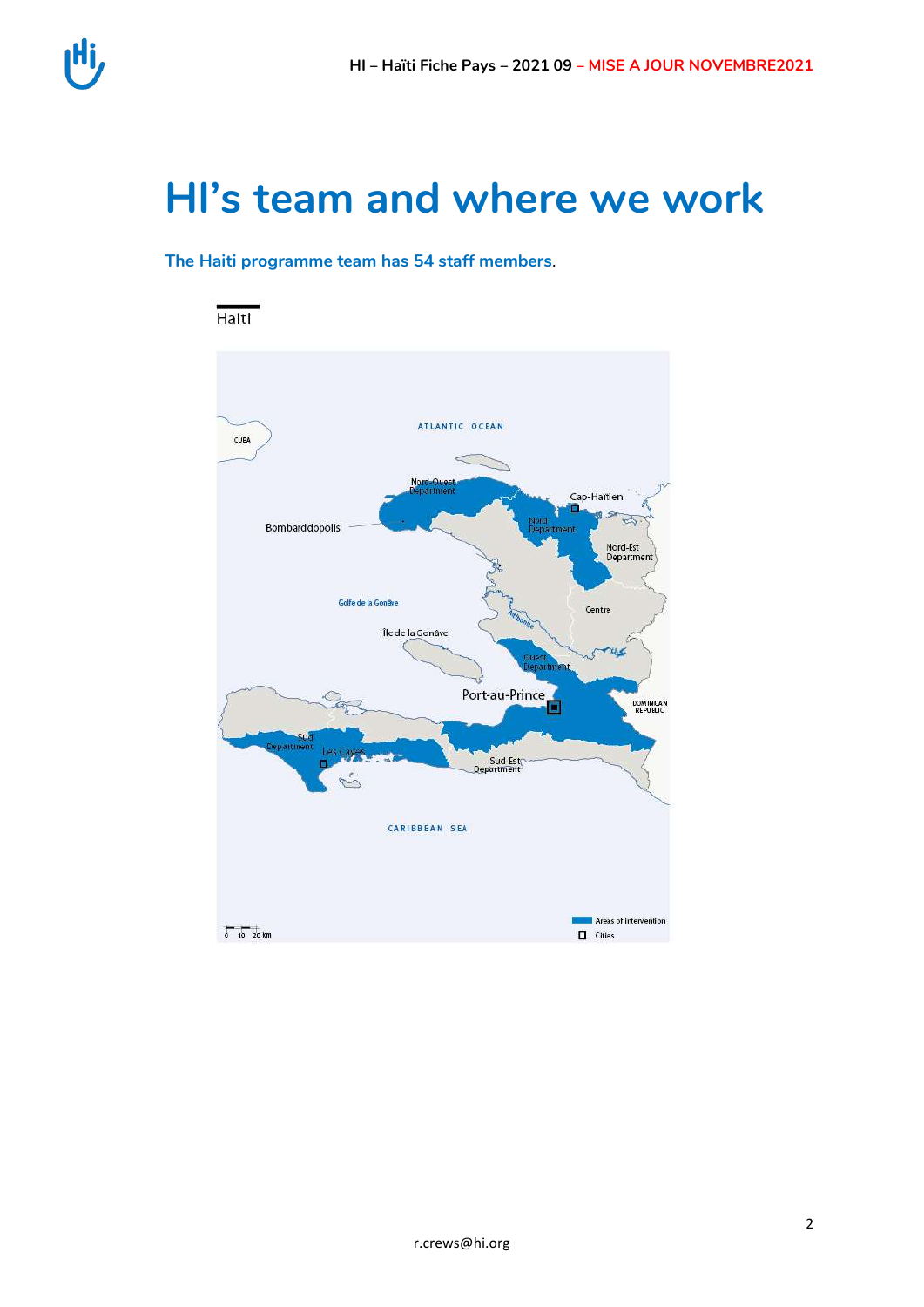# HI's team and where we work

**The Haiti programme team has 54 staff members**.

Haiti

ATLANTIC OCEAN

CUBA

Nord-Ouest Department

Cap-Haïtien

Bombarddopolis

Nord Department

Nord-Est Department

Golfe de la Gonâve

Centre

Île de la Gonâve

Artibonite

Ouest Department

Port-au-Prince

DOMINICAN REPUBLIC

Sud Department

Les Cayes

Sud-Est Department

CARIBBEAN SEA

0 10 20 km

Areas of intervention

Cities

r.crews@hi.org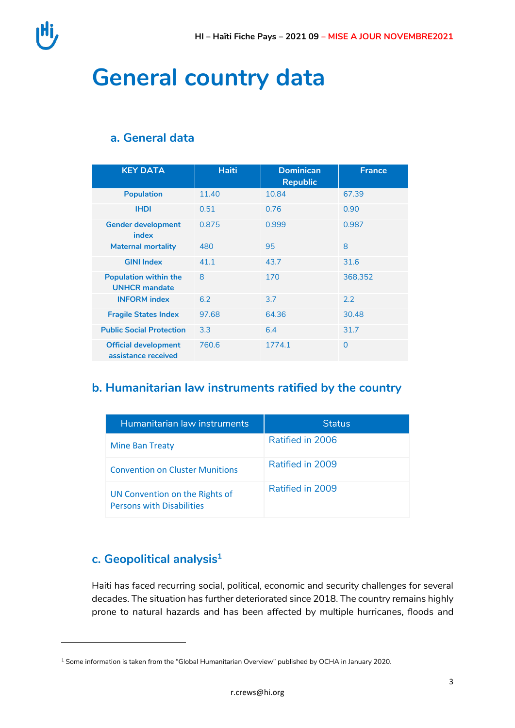# General country data

## a. General data

| KEY DATA | Haiti | Dominican Republic | France |
|---|---|---|---|
| Population | 11.40 | 10.84 | 67.39 |
| IHDI | 0.51 | 0.76 | 0.90 |
| Gender development index | 0.875 | 0.999 | 0.987 |
| Maternal mortality | 480 | 95 | 8 |
| GINI Index | 41.1 | 43.7 | 31.6 |
| Population within the UNHCR mandate | 8 | 170 | 368,352 |
| INFORM index | 6.2 | 3.7 | 2.2 |
| Fragile States Index | 97.68 | 64.36 | 30.48 |
| Public Social Protection | 3.3 | 6.4 | 31.7 |
| Official development assistance received | 760.6 | 1774.1 | 0 |

## b. Humanitarian law instruments ratified by the country

| Humanitarian law instruments | Status |
|---|---|
| Mine Ban Treaty | Ratified in 2006 |
| Convention on Cluster Munitions | Ratified in 2009 |
| UN Convention on the Rights of Persons with Disabilities | Ratified in 2009 |

## c. Geopolitical analysis[1]

Haiti has faced recurring social, political, economic and security challenges for several decades. The situation has further deteriorated since 2018. The country remains highly prone to natural hazards and has been affected by multiple hurricanes, floods and

[1] Some information is taken from the "Global Humanitarian Overview" published by OCHA in January 2020.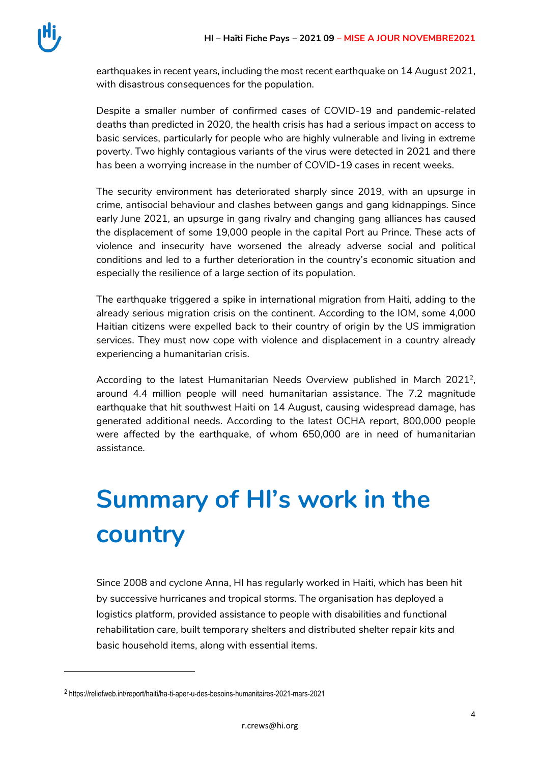earthquakes in recent years, including the most recent earthquake on 14 August 2021, with disastrous consequences for the population.

Despite a smaller number of confirmed cases of COVID-19 and pandemic-related deaths than predicted in 2020, the health crisis has had a serious impact on access to basic services, particularly for people who are highly vulnerable and living in extreme poverty. Two highly contagious variants of the virus were detected in 2021 and there has been a worrying increase in the number of COVID-19 cases in recent weeks.

The security environment has deteriorated sharply since 2019, with an upsurge in crime, antisocial behaviour and clashes between gangs and gang kidnappings. Since early June 2021, an upsurge in gang rivalry and changing gang alliances has caused the displacement of some 19,000 people in the capital Port au Prince. These acts of violence and insecurity have worsened the already adverse social and political conditions and led to a further deterioration in the country's economic situation and especially the resilience of a large section of its population.

The earthquake triggered a spike in international migration from Haiti, adding to the already serious migration crisis on the continent. According to the IOM, some 4,000 Haitian citizens were expelled back to their country of origin by the US immigration services. They must now cope with violence and displacement in a country already experiencing a humanitarian crisis.

According to the latest Humanitarian Needs Overview published in March 2021[2], around 4.4 million people will need humanitarian assistance. The 7.2 magnitude earthquake that hit southwest Haiti on 14 August, causing widespread damage, has generated additional needs. According to the latest OCHA report, 800,000 people were affected by the earthquake, of whom 650,000 are in need of humanitarian assistance.

# Summary of HI's work in the country

Since 2008 and cyclone Anna, HI has regularly worked in Haiti, which has been hit by successive hurricanes and tropical storms. The organisation has deployed a logistics platform, provided assistance to people with disabilities and functional rehabilitation care, built temporary shelters and distributed shelter repair kits and basic household items, along with essential items.

[2] https://reliefweb.int/report/haiti/ha-ti-aper-u-des-besoins-humanitaires-2021-mars-2021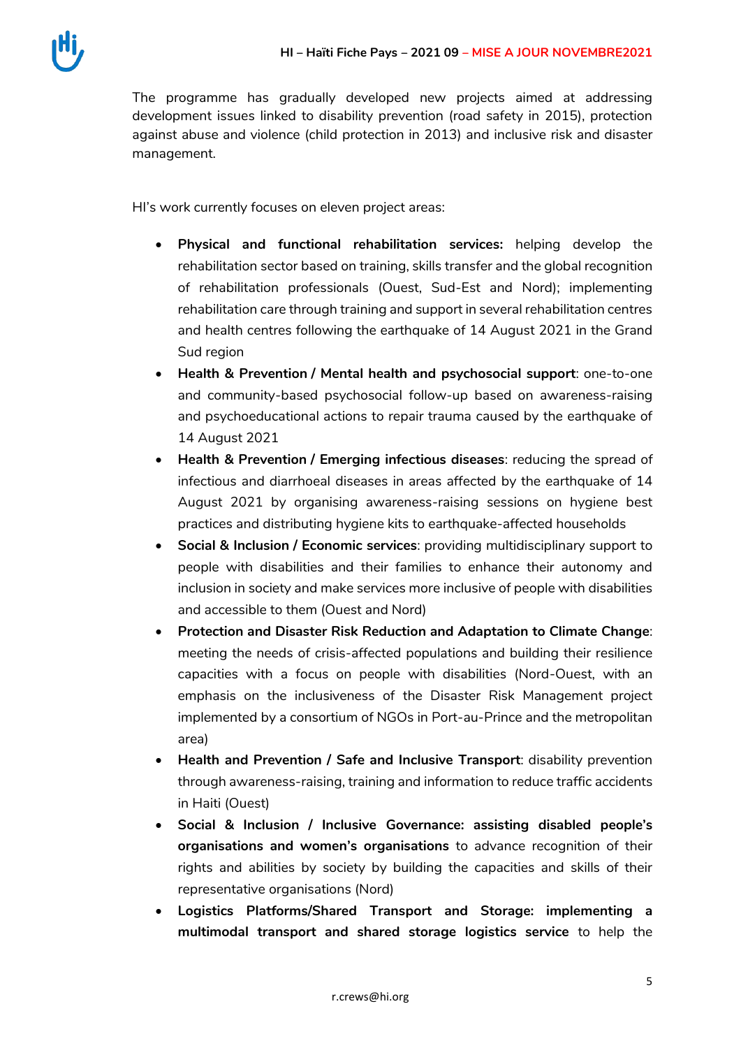The programme has gradually developed new projects aimed at addressing development issues linked to disability prevention (road safety in 2015), protection against abuse and violence (child protection in 2013) and inclusive risk and disaster management.

HI's work currently focuses on eleven project areas:

- **Physical and functional rehabilitation services:** helping develop the rehabilitation sector based on training, skills transfer and the global recognition of rehabilitation professionals (Ouest, Sud-Est and Nord); implementing rehabilitation care through training and support in several rehabilitation centres and health centres following the earthquake of 14 August 2021 in the Grand Sud region
- **Health & Prevention / Mental health and psychosocial support**: one-to-one and community-based psychosocial follow-up based on awareness-raising and psychoeducational actions to repair trauma caused by the earthquake of 14 August 2021
- **Health & Prevention / Emerging infectious diseases**: reducing the spread of infectious and diarrhoeal diseases in areas affected by the earthquake of 14 August 2021 by organising awareness-raising sessions on hygiene best practices and distributing hygiene kits to earthquake-affected households
- **Social & Inclusion / Economic services**: providing multidisciplinary support to people with disabilities and their families to enhance their autonomy and inclusion in society and make services more inclusive of people with disabilities and accessible to them (Ouest and Nord)
- **Protection and Disaster Risk Reduction and Adaptation to Climate Change**: meeting the needs of crisis-affected populations and building their resilience capacities with a focus on people with disabilities (Nord-Ouest, with an emphasis on the inclusiveness of the Disaster Risk Management project implemented by a consortium of NGOs in Port-au-Prince and the metropolitan area)
- **Health and Prevention / Safe and Inclusive Transport**: disability prevention through awareness-raising, training and information to reduce traffic accidents in Haiti (Ouest)
- **Social & Inclusion / Inclusive Governance: assisting disabled people's organisations and women's organisations** to advance recognition of their rights and abilities by society by building the capacities and skills of their representative organisations (Nord)
- **Logistics Platforms/Shared Transport and Storage: implementing a multimodal transport and shared storage logistics service** to help the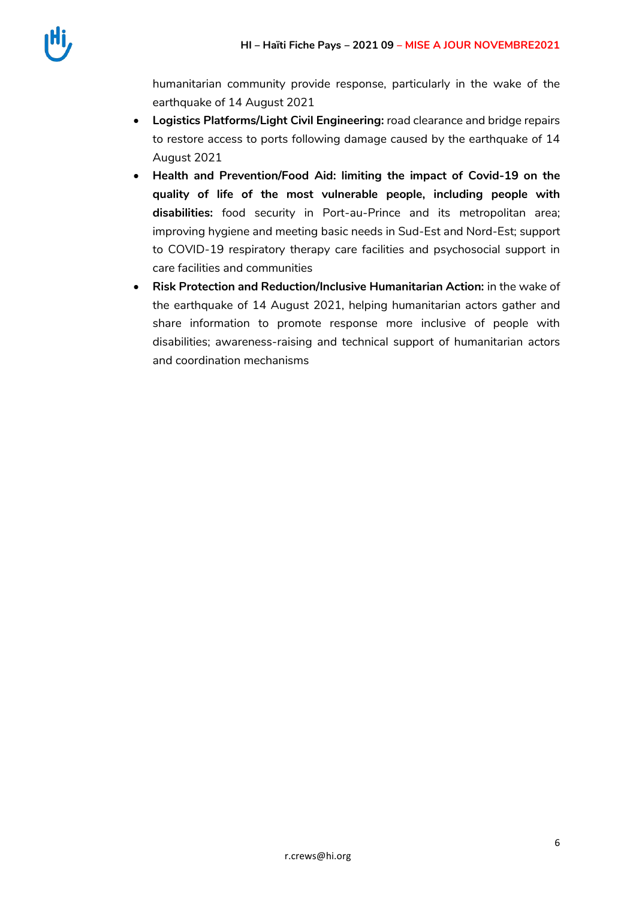humanitarian community provide response, particularly in the wake of the earthquake of 14 August 2021

- **Logistics Platforms/Light Civil Engineering:** road clearance and bridge repairs to restore access to ports following damage caused by the earthquake of 14 August 2021
- **Health and Prevention/Food Aid: limiting the impact of Covid-19 on the quality of life of the most vulnerable people, including people with disabilities:** food security in Port-au-Prince and its metropolitan area; improving hygiene and meeting basic needs in Sud-Est and Nord-Est; support to COVID-19 respiratory therapy care facilities and psychosocial support in care facilities and communities
- **Risk Protection and Reduction/Inclusive Humanitarian Action:** in the wake of the earthquake of 14 August 2021, helping humanitarian actors gather and share information to promote response more inclusive of people with disabilities; awareness-raising and technical support of humanitarian actors and coordination mechanisms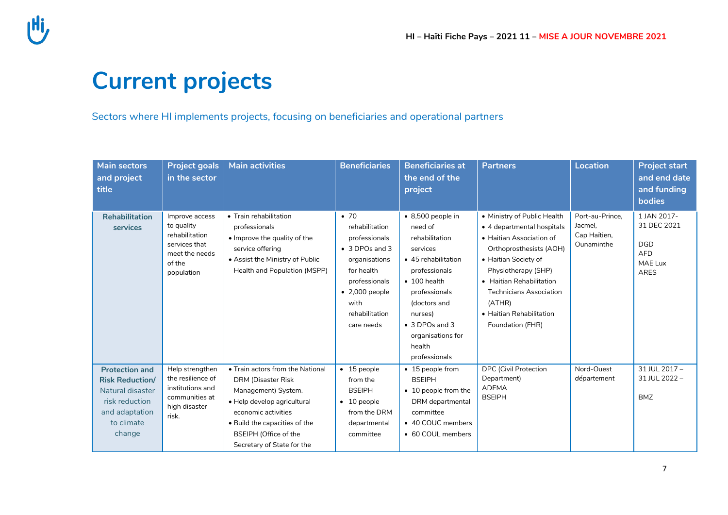# Current projects

Sectors where HI implements projects, focusing on beneficiaries and operational partners

| Main sectors and project title | Project goals in the sector | Main activities | Beneficiaries | Beneficiaries at the end of the project | Partners | Location | Project start and end date and funding bodies |
|---|---|---|---|---|---|---|---|
| **Rehabilitation services** | Improve access to quality rehabilitation services that meet the needs of the population | • Train rehabilitation professionals<br>• Improve the quality of the service offering<br>• Assist the Ministry of Public Health and Population (MSPP) | • 70 rehabilitation professionals<br>• 3 DPOs and 3 organisations for health professionals<br>• 2,000 people with rehabilitation care needs | • 8,500 people in need of rehabilitation services<br>• 45 rehabilitation professionals<br>• 100 health professionals (doctors and nurses)<br>• 3 DPOs and 3 organisations for health professionals | • Ministry of Public Health<br>• 4 departmental hospitals<br>• Haitian Association of Orthoprosthesists (AOH)<br>• Haitian Society of Physiotherapy (SHP)<br>• Haitian Rehabilitation Technicians Association (ATHR)<br>• Haitian Rehabilitation Foundation (FHR) | Port-au-Prince, Jacmel, Cap Haïtien, Ounaminthe | 1 JAN 2017-31 DEC 2021<br><br>DGD<br>AFD<br>MAE Lux<br>ARES |
| **Protection and Risk Reduction/** Natural disaster risk reduction and adaptation to climate change | Help strengthen the resilience of institutions and communities at high disaster risk. | • Train actors from the National DRM (Disaster Risk Management) System.<br>• Help develop agricultural economic activities<br>• Build the capacities of the BSEIPH (Office of the Secretary of State for the | • 15 people from the BSEIPH<br>• 10 people from the DRM departmental committee | • 15 people from BSEIPH<br>• 10 people from the DRM departmental committee<br>• 40 COUC members<br>• 60 COUL members | DPC (Civil Protection Department)<br>ADEMA<br>BSEIPH | Nord-Ouest département | 31 JUL 2017 – 31 JUL 2022 –<br><br>BMZ |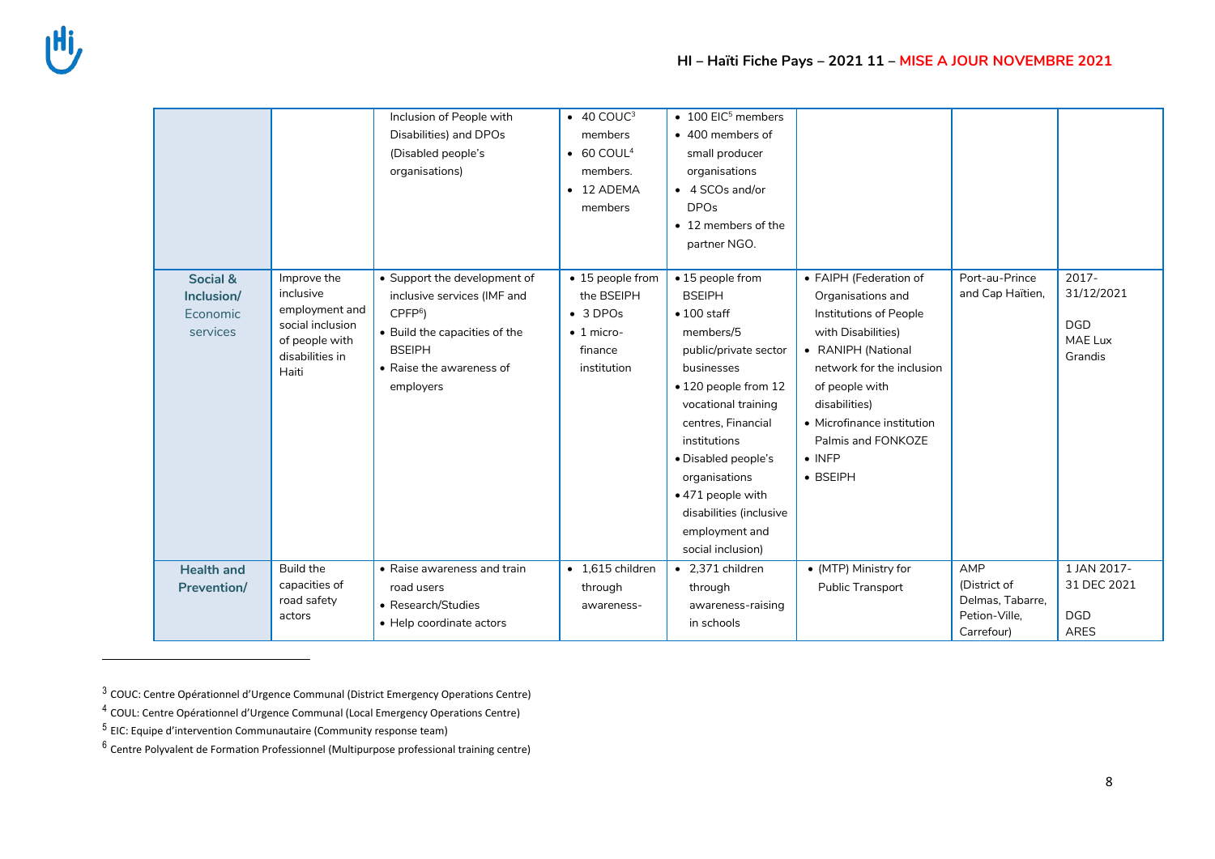| | | | | | | | |
|---|---|---|---|---|---|---|---|
| | | Inclusion of People with Disabilities) and DPOs (Disabled people's organisations) | • 40 COUC[3] members<br>• 60 COUL[4] members.<br>• 12 ADEMA members | • 100 EIC[5] members<br>• 400 members of small producer organisations<br>• 4 SCOs and/or DPOs<br>• 12 members of the partner NGO. | | | |
| **Social & Inclusion/** Economic services | Improve the inclusive employment and social inclusion of people with disabilities in Haiti | • Support the development of inclusive services (IMF and CPFP[6])<br>• Build the capacities of the BSEIPH<br>• Raise the awareness of employers | • 15 people from the BSEIPH<br>• 3 DPOs<br>• 1 micro-finance institution | • 15 people from BSEIPH<br>• 100 staff members/5 public/private sector businesses<br>• 120 people from 12 vocational training centres, Financial institutions<br>• Disabled people's organisations<br>• 471 people with disabilities (inclusive employment and social inclusion) | • FAIPH (Federation of Organisations and Institutions of People with Disabilities)<br>• RANIPH (National network for the inclusion of people with disabilities)<br>• Microfinance institution Palmis and FONKOZE<br>• INFP<br>• BSEIPH | Port-au-Prince and Cap Haïtien, | 2017-31/12/2021<br><br>DGD<br>MAE Lux<br>Grandis |
| **Health and Prevention/** | Build the capacities of road safety actors | • Raise awareness and train road users<br>• Research/Studies<br>• Help coordinate actors | • 1,615 children through awareness- | • 2,371 children through awareness-raising in schools | • (MTP) Ministry for Public Transport | AMP (District of Delmas, Tabarre, Petion-Ville, Carrefour) | 1 JAN 2017-31 DEC 2021<br><br>DGD<br>ARES |

[3] COUC: Centre Opérationnel d'Urgence Communal (District Emergency Operations Centre)

[4] COUL: Centre Opérationnel d'Urgence Communal (Local Emergency Operations Centre)

[5] EIC: Equipe d'intervention Communautaire (Community response team)

[6] Centre Polyvalent de Formation Professionnel (Multipurpose professional training centre)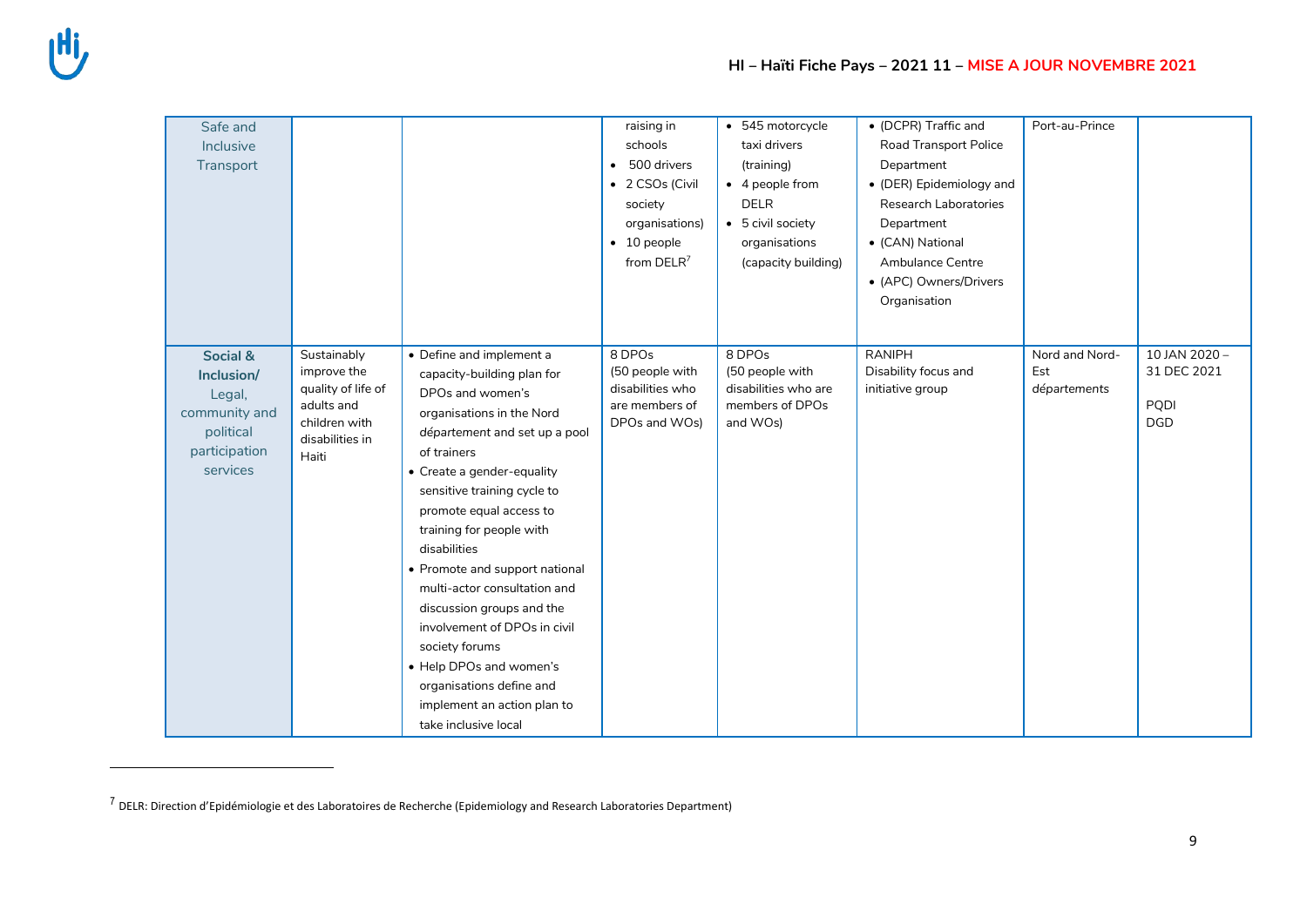| | | | | | | | |
|---|---|---|---|---|---|---|---|
| Safe and Inclusive Transport | | | raising in schools<br>• 500 drivers<br>• 2 CSOs (Civil society organisations)<br>• 10 people from DELR[7] | • 545 motorcycle taxi drivers (training)<br>• 4 people from DELR<br>• 5 civil society organisations (capacity building) | • (DCPR) Traffic and Road Transport Police Department<br>• (DER) Epidemiology and Research Laboratories Department<br>• (CAN) National Ambulance Centre<br>• (APC) Owners/Drivers Organisation | Port-au-Prince | |
| **Social & Inclusion/** Legal, community and political participation services | Sustainably improve the quality of life of adults and children with disabilities in Haiti | • Define and implement a capacity-building plan for DPOs and women's organisations in the Nord *département* and set up a pool of trainers<br>• Create a gender-equality sensitive training cycle to promote equal access to training for people with disabilities<br>• Promote and support national multi-actor consultation and discussion groups and the involvement of DPOs in civil society forums<br>• Help DPOs and women's organisations define and implement an action plan to take inclusive local | 8 DPOs (50 people with disabilities who are members of DPOs and WOs) | 8 DPOs (50 people with disabilities who are members of DPOs and WOs) | RANIPH<br>Disability focus and initiative group | Nord and Nord-Est départements | 10 JAN 2020 – 31 DEC 2021<br><br>PQDI<br>DGD |

[7] DELR: Direction d'Epidémiologie et des Laboratoires de Recherche (Epidemiology and Research Laboratories Department)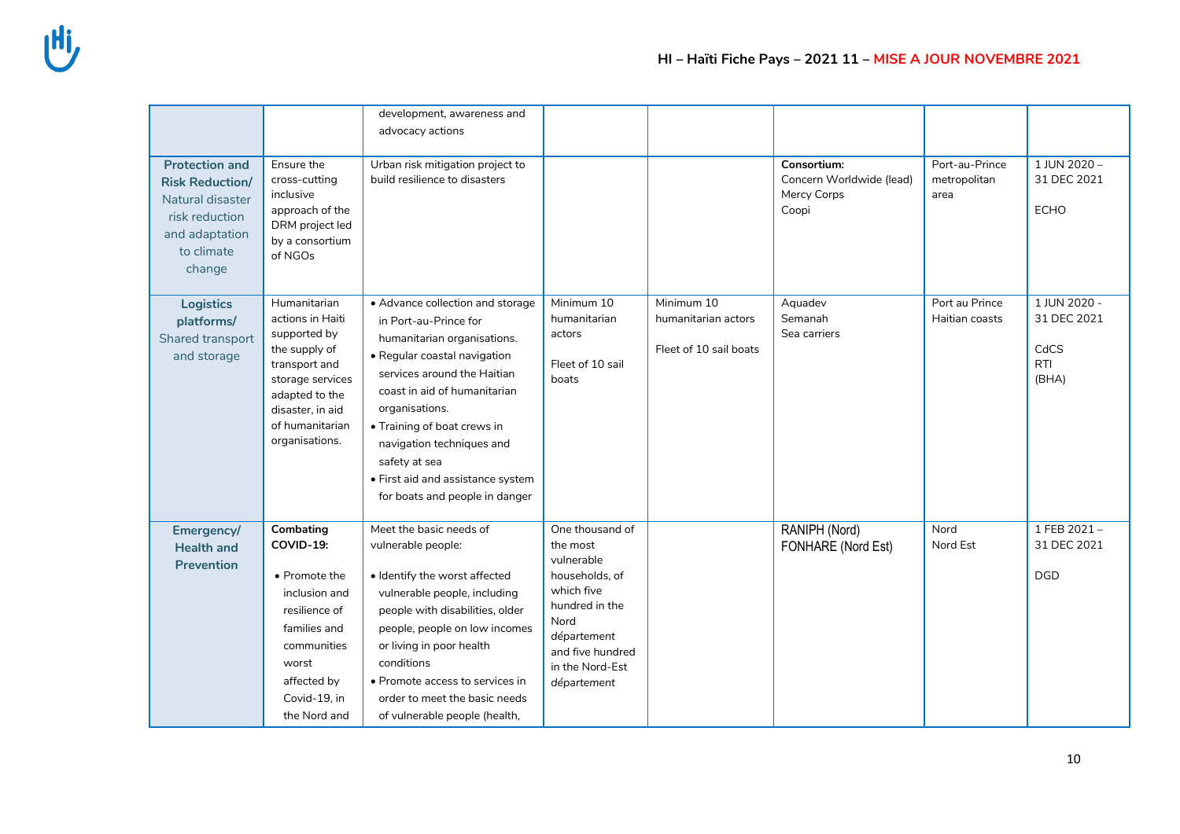| | | | | | | | |
|---|---|---|---|---|---|---|---|
| | | development, awareness and advocacy actions | | | | | |
| **Protection and Risk Reduction/** Natural disaster risk reduction and adaptation to climate change | Ensure the cross-cutting inclusive approach of the DRM project led by a consortium of NGOs | Urban risk mitigation project to build resilience to disasters | | | **Consortium:** Concern Worldwide (lead) Mercy Corps Coopi | Port-au-Prince metropolitan area | 1 JUN 2020 – 31 DEC 2021<br><br>ECHO |
| **Logistics platforms/** Shared transport and storage | Humanitarian actions in Haiti supported by the supply of transport and storage services adapted to the disaster, in aid of humanitarian organisations. | • Advance collection and storage in Port-au-Prince for humanitarian organisations.<br>• Regular coastal navigation services around the Haitian coast in aid of humanitarian organisations.<br>• Training of boat crews in navigation techniques and safety at sea<br>• First aid and assistance system for boats and people in danger | Minimum 10 humanitarian actors<br><br>Fleet of 10 sail boats | Minimum 10 humanitarian actors<br><br>Fleet of 10 sail boats | Aquadev Semanah Sea carriers | Port au Prince Haitian coasts | 1 JUN 2020 - 31 DEC 2021<br><br>CdCS RTI (BHA) |
| **Emergency/ Health and Prevention** | **Combating COVID-19:**<br><br>• Promote the inclusion and resilience of families and communities worst affected by Covid-19, in the Nord and | Meet the basic needs of vulnerable people:<br><br>• Identify the worst affected vulnerable people, including people with disabilities, older people, people on low incomes or living in poor health conditions<br>• Promote access to services in order to meet the basic needs of vulnerable people (health, | One thousand of the most vulnerable households, of which five hundred in the Nord *département* and five hundred in the Nord-Est *département* | | RANIPH (Nord) FONHARE (Nord Est) | Nord Nord Est | 1 FEB 2021 – 31 DEC 2021<br><br>DGD |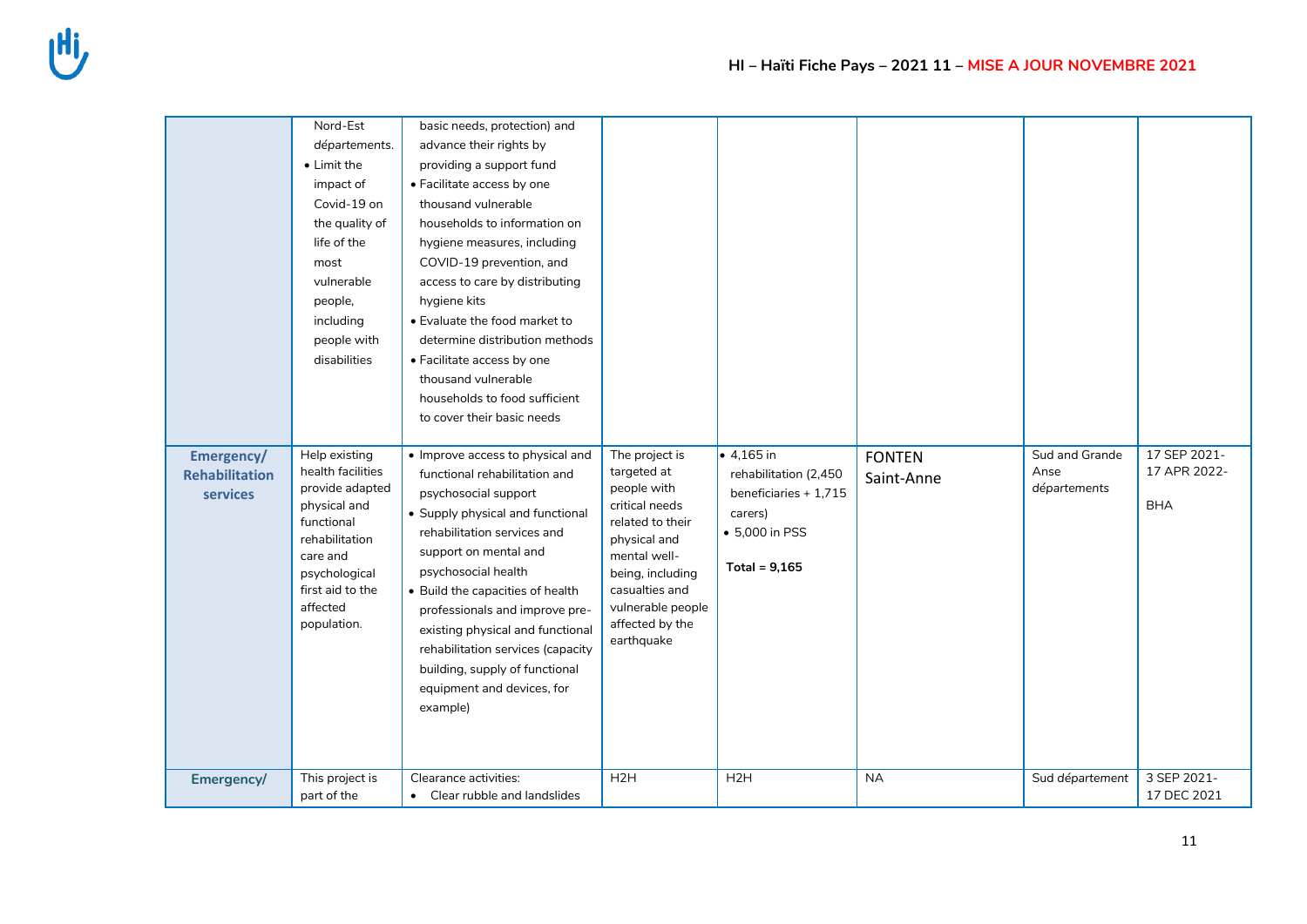| | | | | | | | |
|---|---|---|---|---|---|---|---|
| | Nord-Est départements.<br>• Limit the impact of Covid-19 on the quality of life of the most vulnerable people, including people with disabilities | basic needs, protection) and advance their rights by providing a support fund<br>• Facilitate access by one thousand vulnerable households to information on hygiene measures, including COVID-19 prevention, and access to care by distributing hygiene kits<br>• Evaluate the food market to determine distribution methods<br>• Facilitate access by one thousand vulnerable households to food sufficient to cover their basic needs | | | | | |
| **Emergency/ Rehabilitation services** | Help existing health facilities provide adapted physical and functional rehabilitation care and psychological first aid to the affected population. | • Improve access to physical and functional rehabilitation and psychosocial support<br>• Supply physical and functional rehabilitation services and support on mental and psychosocial health<br>• Build the capacities of health professionals and improve pre-existing physical and functional rehabilitation services (capacity building, supply of functional equipment and devices, for example) | The project is targeted at people with critical needs related to their physical and mental well-being, including casualties and vulnerable people affected by the earthquake | • 4,165 in rehabilitation (2,450 beneficiaries + 1,715 carers)<br>• 5,000 in PSS<br><br>**Total = 9,165** | FONTEN<br>Saint-Anne | Sud and Grande Anse départements | 17 SEP 2021-<br>17 APR 2022-<br><br>BHA |
| **Emergency/** | This project is part of the | Clearance activities:<br>• Clear rubble and landslides | H2H | H2H | NA | Sud département | 3 SEP 2021-<br>17 DEC 2021 |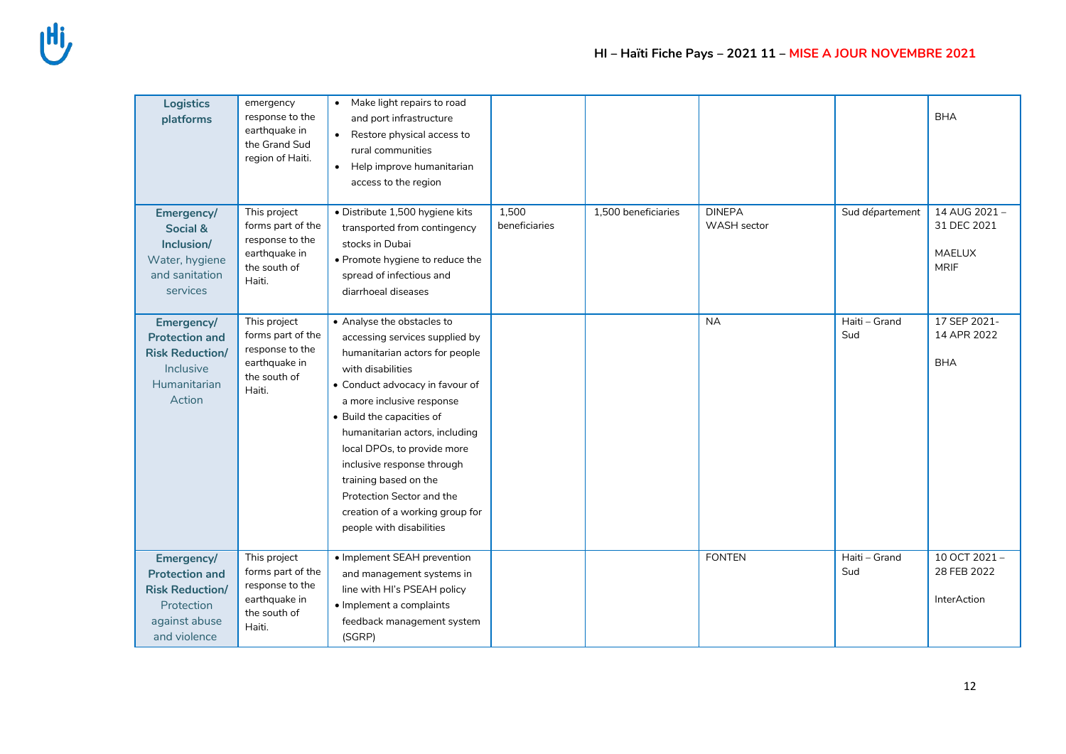| Logistics platforms | emergency response to the earthquake in the Grand Sud region of Haiti. | • Make light repairs to road and port infrastructure<br>• Restore physical access to rural communities<br>• Help improve humanitarian access to the region | | | | | BHA |
|---|---|---|---|---|---|---|---|
| **Emergency/ Social & Inclusion/** Water, hygiene and sanitation services | This project forms part of the response to the earthquake in the south of Haiti. | • Distribute 1,500 hygiene kits transported from contingency stocks in Dubai<br>• Promote hygiene to reduce the spread of infectious and diarrhoeal diseases | 1,500 beneficiaries | 1,500 beneficiaries | DINEPA<br>WASH sector | Sud département | 14 AUG 2021 – 31 DEC 2021<br><br>MAELUX<br>MRIF |
| **Emergency/ Protection and Risk Reduction/** Inclusive Humanitarian Action | This project forms part of the response to the earthquake in the south of Haiti. | • Analyse the obstacles to accessing services supplied by humanitarian actors for people with disabilities<br>• Conduct advocacy in favour of a more inclusive response<br>• Build the capacities of humanitarian actors, including local DPOs, to provide more inclusive response through training based on the Protection Sector and the creation of a working group for people with disabilities | | | NA | Haiti – Grand Sud | 17 SEP 2021- 14 APR 2022<br><br>BHA |
| **Emergency/ Protection and Risk Reduction/** Protection against abuse and violence | This project forms part of the response to the earthquake in the south of Haiti. | • Implement SEAH prevention and management systems in line with HI's PSEAH policy<br>• Implement a complaints feedback management system (SGRP) | | | FONTEN | Haiti – Grand Sud | 10 OCT 2021 – 28 FEB 2022<br><br>InterAction |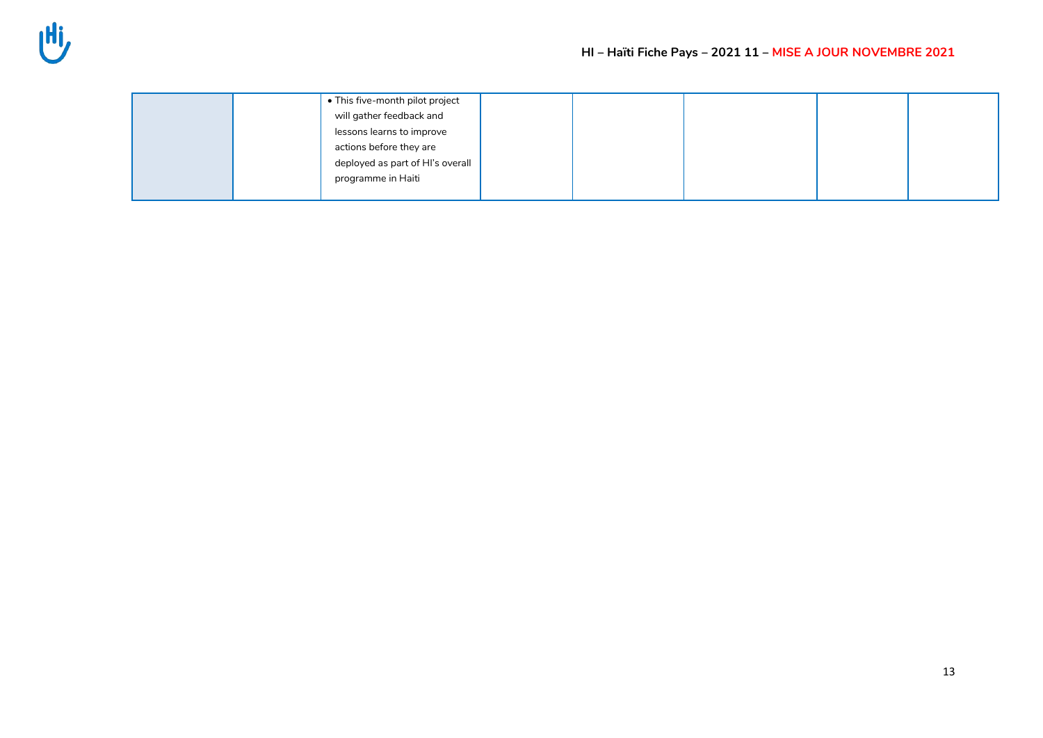|  |  |  |  |  |  |  |  |
|---|---|---|---|---|---|---|---|
|  |  | • This five-month pilot project will gather feedback and lessons learns to improve actions before they are deployed as part of HI's overall programme in Haiti |  |  |  |  |  |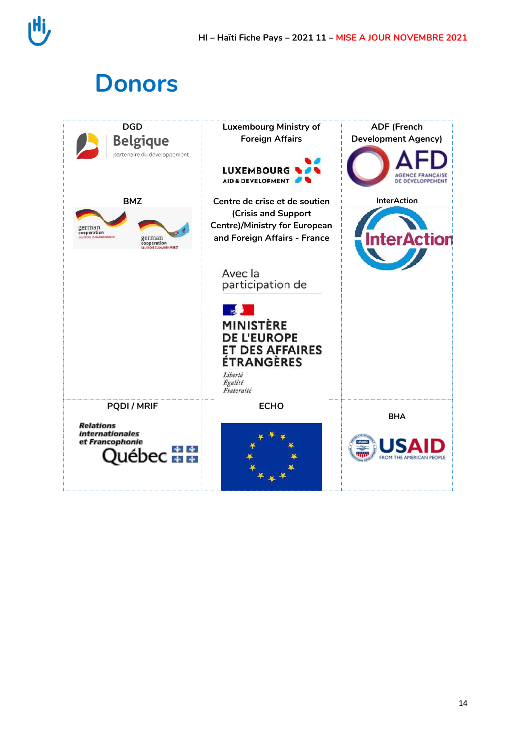# Donors

| | | |
|---|---|---|
| DGD<br>Belgique<br>partenaire du développement | Luxembourg Ministry of Foreign Affairs<br>LUXEMBOURG<br>AID & DEVELOPMENT | ADF (French Development Agency)<br>AFD<br>AGENCE FRANÇAISE DE DÉVELOPPEMENT |
| BMZ<br>german cooperation<br>DEUTSCHE ZUSAMMENARBEIT | Centre de crise et de soutien (Crisis and Support Centre)/Ministry for European and Foreign Affairs - France<br>Avec la participation de<br>MINISTÈRE DE L'EUROPE ET DES AFFAIRES ÉTRANGÈRES<br>*Liberté Égalité Fraternité* | InterAction<br>InterAction |
| PQDI / MRIF<br>*Relations internationales et Francophonie*<br>Québec | ECHO | BHA<br>USAID<br>FROM THE AMERICAN PEOPLE |